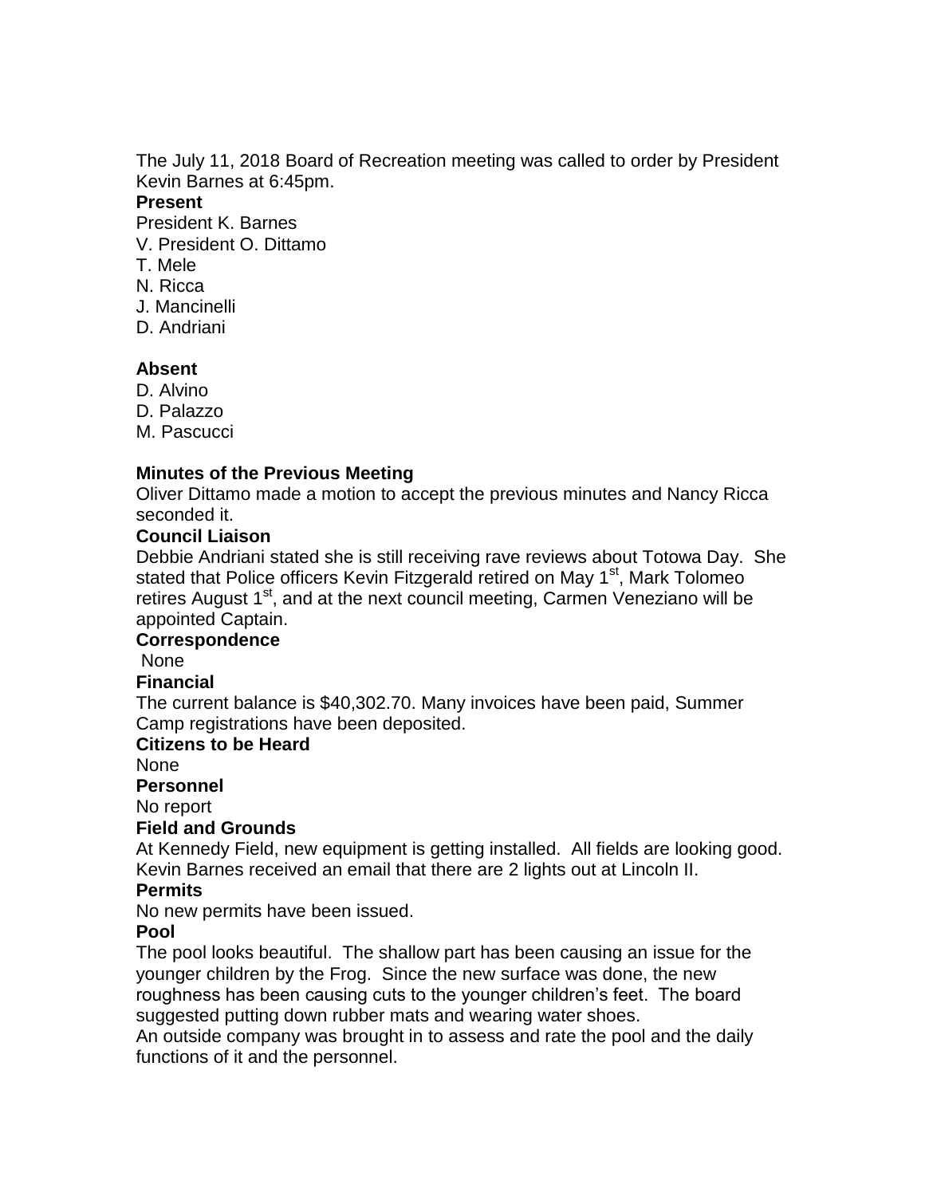The July 11, 2018 Board of Recreation meeting was called to order by President Kevin Barnes at 6:45pm.

**Present**

President K. Barnes
V. President O. Dittamo
T. Mele
N. Ricca
J. Mancinelli
D. Andriani

**Absent**

D. Alvino
D. Palazzo
M. Pascucci

**Minutes of the Previous Meeting**

Oliver Dittamo made a motion to accept the previous minutes and Nancy Ricca seconded it.

**Council Liaison**

Debbie Andriani stated she is still receiving rave reviews about Totowa Day. She stated that Police officers Kevin Fitzgerald retired on May 1st, Mark Tolomeo retires August 1st, and at the next council meeting, Carmen Veneziano will be appointed Captain.

**Correspondence**

None

**Financial**

The current balance is $40,302.70. Many invoices have been paid, Summer Camp registrations have been deposited.

**Citizens to be Heard**

None

**Personnel**

No report

**Field and Grounds**

At Kennedy Field, new equipment is getting installed. All fields are looking good. Kevin Barnes received an email that there are 2 lights out at Lincoln II.

**Permits**

No new permits have been issued.

**Pool**

The pool looks beautiful. The shallow part has been causing an issue for the younger children by the Frog. Since the new surface was done, the new roughness has been causing cuts to the younger children's feet. The board suggested putting down rubber mats and wearing water shoes.

An outside company was brought in to assess and rate the pool and the daily functions of it and the personnel.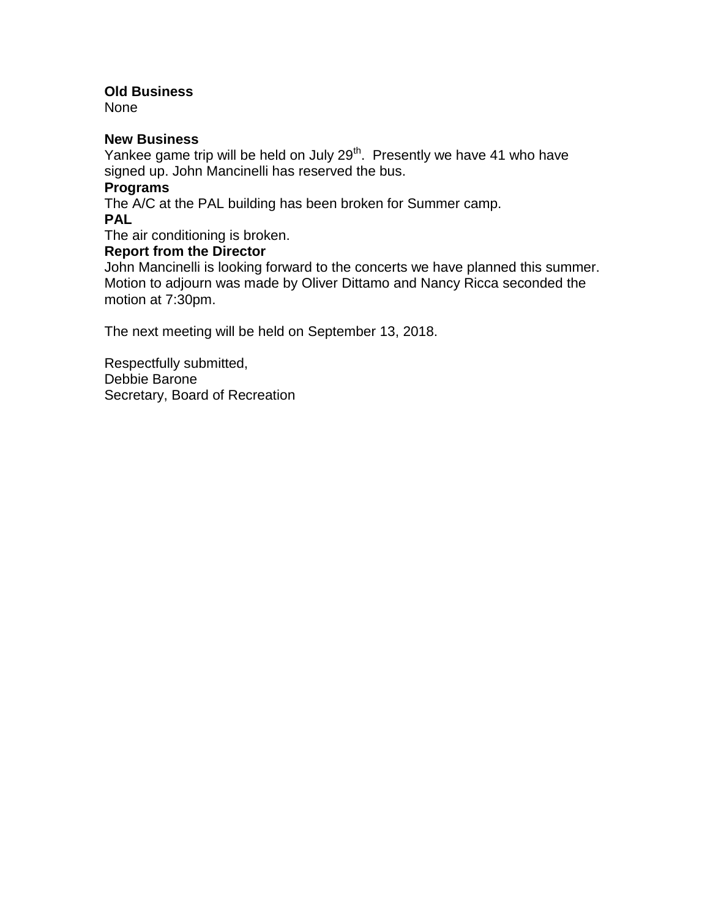**Old Business**
None

**New Business**
Yankee game trip will be held on July 29th. Presently we have 41 who have signed up. John Mancinelli has reserved the bus.

**Programs**
The A/C at the PAL building has been broken for Summer camp.

**PAL**
The air conditioning is broken.

**Report from the Director**
John Mancinelli is looking forward to the concerts we have planned this summer.
Motion to adjourn was made by Oliver Dittamo and Nancy Ricca seconded the motion at 7:30pm.

The next meeting will be held on September 13, 2018.

Respectfully submitted,
Debbie Barone
Secretary, Board of Recreation